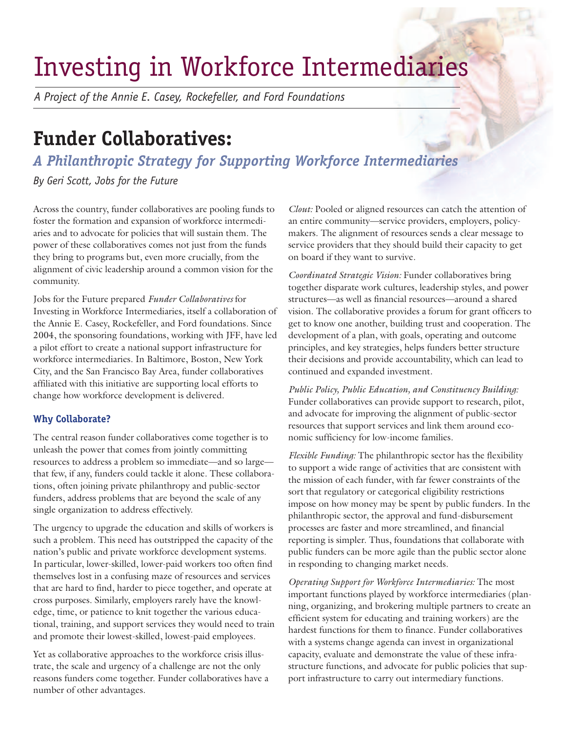# Investing in Workforce Intermediaries

*A Project of the Annie E. Casey, Rockefeller, and Ford Foundations*

## Funder Collaboratives:

### *A Philanthropic Strategy for Supporting Workforce Intermediaries*

*By Geri Scott, Jobs for the Future*

Across the country, funder collaboratives are pooling funds to foster the formation and expansion of workforce intermediaries and to advocate for policies that will sustain them. The power of these collaboratives comes not just from the funds they bring to programs but, even more crucially, from the alignment of civic leadership around a common vision for the community.

Jobs for the Future prepared *Funder Collaboratives* for Investing in Workforce Intermediaries, itself a collaboration of the Annie E. Casey, Rockefeller, and Ford foundations. Since 2004, the sponsoring foundations, working with JFF, have led a pilot effort to create a national support infrastructure for workforce intermediaries. In Baltimore, Boston, New York City, and the San Francisco Bay Area, funder collaboratives affiliated with this initiative are supporting local efforts to change how workforce development is delivered.

#### Why Collaborate?

The central reason funder collaboratives come together is to unleash the power that comes from jointly committing resources to address a problem so immediate—and so large—that few, if any, funders could tackle it alone. These collaborations, often joining private philanthropy and public-sector funders, address problems that are beyond the scale of any single organization to address effectively.

The urgency to upgrade the education and skills of workers is such a problem. This need has outstripped the capacity of the nation's public and private workforce development systems. In particular, lower-skilled, lower-paid workers too often find themselves lost in a confusing maze of resources and services that are hard to find, harder to piece together, and operate at cross purposes. Similarly, employers rarely have the knowledge, time, or patience to knit together the various educational, training, and support services they would need to train and promote their lowest-skilled, lowest-paid employees.

Yet as collaborative approaches to the workforce crisis illustrate, the scale and urgency of a challenge are not the only reasons funders come together. Funder collaboratives have a number of other advantages.

*Clout:* Pooled or aligned resources can catch the attention of an entire community—service providers, employers, policymakers. The alignment of resources sends a clear message to service providers that they should build their capacity to get on board if they want to survive.

*Coordinated Strategic Vision:* Funder collaboratives bring together disparate work cultures, leadership styles, and power structures—as well as financial resources—around a shared vision. The collaborative provides a forum for grant officers to get to know one another, building trust and cooperation. The development of a plan, with goals, operating and outcome principles, and key strategies, helps funders better structure their decisions and provide accountability, which can lead to continued and expanded investment.

*Public Policy, Public Education, and Constituency Building:* Funder collaboratives can provide support to research, pilot, and advocate for improving the alignment of public-sector resources that support services and link them around economic sufficiency for low-income families.

*Flexible Funding:* The philanthropic sector has the flexibility to support a wide range of activities that are consistent with the mission of each funder, with far fewer constraints of the sort that regulatory or categorical eligibility restrictions impose on how money may be spent by public funders. In the philanthropic sector, the approval and fund-disbursement processes are faster and more streamlined, and financial reporting is simpler. Thus, foundations that collaborate with public funders can be more agile than the public sector alone in responding to changing market needs.

*Operating Support for Workforce Intermediaries:* The most important functions played by workforce intermediaries (planning, organizing, and brokering multiple partners to create an efficient system for educating and training workers) are the hardest functions for them to finance. Funder collaboratives with a systems change agenda can invest in organizational capacity, evaluate and demonstrate the value of these infrastructure functions, and advocate for public policies that support infrastructure to carry out intermediary functions.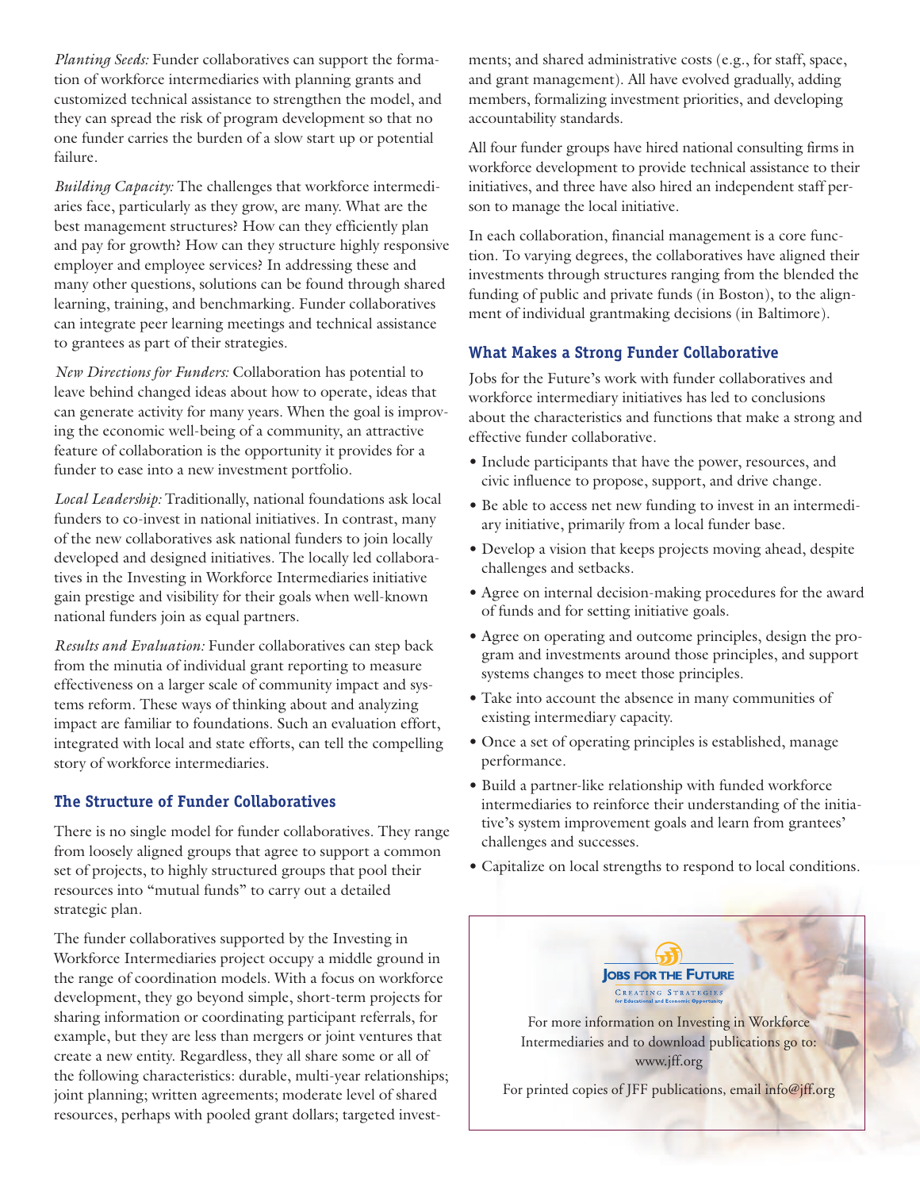*Planting Seeds:* Funder collaboratives can support the formation of workforce intermediaries with planning grants and customized technical assistance to strengthen the model, and they can spread the risk of program development so that no one funder carries the burden of a slow start up or potential failure.

*Building Capacity:* The challenges that workforce intermediaries face, particularly as they grow, are many. What are the best management structures? How can they efficiently plan and pay for growth? How can they structure highly responsive employer and employee services? In addressing these and many other questions, solutions can be found through shared learning, training, and benchmarking. Funder collaboratives can integrate peer learning meetings and technical assistance to grantees as part of their strategies.

*New Directions for Funders:* Collaboration has potential to leave behind changed ideas about how to operate, ideas that can generate activity for many years. When the goal is improving the economic well-being of a community, an attractive feature of collaboration is the opportunity it provides for a funder to ease into a new investment portfolio.

*Local Leadership:* Traditionally, national foundations ask local funders to co-invest in national initiatives. In contrast, many of the new collaboratives ask national funders to join locally developed and designed initiatives. The locally led collaboratives in the Investing in Workforce Intermediaries initiative gain prestige and visibility for their goals when well-known national funders join as equal partners.

*Results and Evaluation:* Funder collaboratives can step back from the minutia of individual grant reporting to measure effectiveness on a larger scale of community impact and systems reform. These ways of thinking about and analyzing impact are familiar to foundations. Such an evaluation effort, integrated with local and state efforts, can tell the compelling story of workforce intermediaries.

## The Structure of Funder Collaboratives

There is no single model for funder collaboratives. They range from loosely aligned groups that agree to support a common set of projects, to highly structured groups that pool their resources into "mutual funds" to carry out a detailed strategic plan.

The funder collaboratives supported by the Investing in Workforce Intermediaries project occupy a middle ground in the range of coordination models. With a focus on workforce development, they go beyond simple, short-term projects for sharing information or coordinating participant referrals, for example, but they are less than mergers or joint ventures that create a new entity. Regardless, they all share some or all of the following characteristics: durable, multi-year relationships; joint planning; written agreements; moderate level of shared resources, perhaps with pooled grant dollars; targeted investments; and shared administrative costs (e.g., for staff, space, and grant management). All have evolved gradually, adding members, formalizing investment priorities, and developing accountability standards.

All four funder groups have hired national consulting firms in workforce development to provide technical assistance to their initiatives, and three have also hired an independent staff person to manage the local initiative.

In each collaboration, financial management is a core function. To varying degrees, the collaboratives have aligned their investments through structures ranging from the blended the funding of public and private funds (in Boston), to the alignment of individual grantmaking decisions (in Baltimore).

## What Makes a Strong Funder Collaborative

Jobs for the Future's work with funder collaboratives and workforce intermediary initiatives has led to conclusions about the characteristics and functions that make a strong and effective funder collaborative.

- Include participants that have the power, resources, and civic influence to propose, support, and drive change.
- Be able to access net new funding to invest in an intermediary initiative, primarily from a local funder base.
- Develop a vision that keeps projects moving ahead, despite challenges and setbacks.
- Agree on internal decision-making procedures for the award of funds and for setting initiative goals.
- Agree on operating and outcome principles, design the program and investments around those principles, and support systems changes to meet those principles.
- Take into account the absence in many communities of existing intermediary capacity.
- Once a set of operating principles is established, manage performance.
- Build a partner-like relationship with funded workforce intermediaries to reinforce their understanding of the initiative's system improvement goals and learn from grantees' challenges and successes.
- Capitalize on local strengths to respond to local conditions.

JOBS FOR THE FUTURE
CREATING STRATEGIES for Educational and Economic Opportunity

For more information on Investing in Workforce Intermediaries and to download publications go to: www.jff.org

For printed copies of JFF publications, email info@jff.org